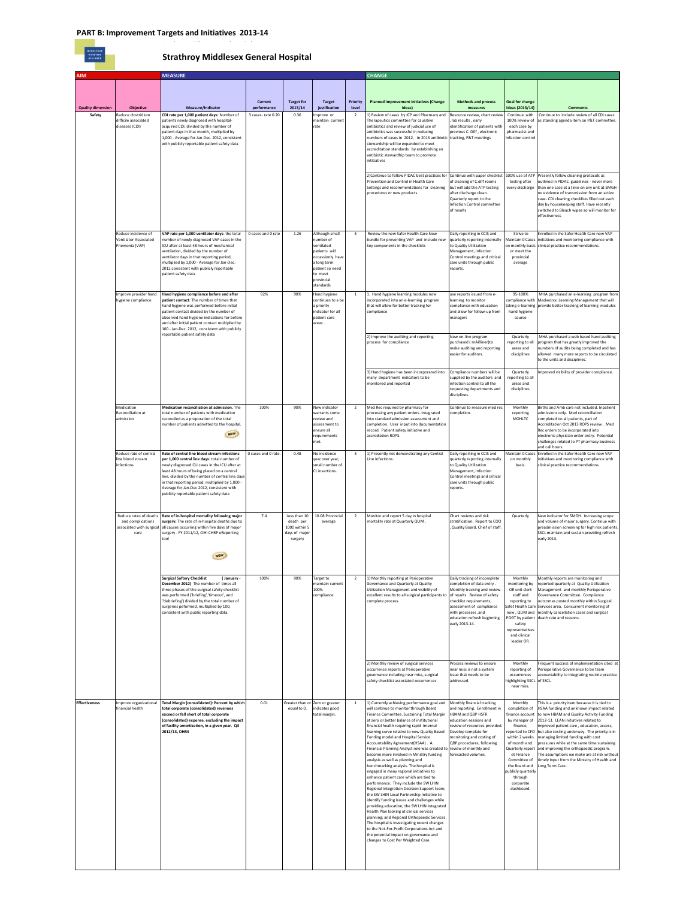## PART B: Improvement Targets and Initiatives 2013-14

### Strathroy Middlesex General Hospital

| AIM | | MEASURE | | | | | CHANGE | | | |
|---|---|---|---|---|---|---|---|---|---|---|
| Quality dimension | Objective | Measure/Indicator | Current performance | Target for 2013/14 | Target justification | Priority level | Planned improvement initiatives (Change Ideas) | Methods and process measures | Goal for change ideas (2013/14) | Comments |
| Safety | Reduce clostridium difficile associated diseases (CDI) | CDI rate per 1,000 patient days: Number of patients newly diagnosed with hospital-acquired CDI, divided by the number of patient days in that month, multiplied by 1,000 - Average for Jan-Dec. 2012, consistent with publicly reportable patient safety data | 3 cases- rate 0.20 | 0.36 | Improve or maintain current rate | 2 | 1) Review of cases by ICP and Pharmacy and Therapeutics committee for causitive antibiotics and review of judicial use of antibiotics was successful in reducing numbers of cases in 2012. In 2013 antibiotic stewardship will be expanded to meet accreditation standards by establishing an antibiotic stewardship team to promote intitiatives | Resource review, chart review, lab results , early identification of patients with previous C. Diff , electronic tracking, P&T meetings | Continue with 100% review of each case by pharmacist and infection control | Continue to include review of all CDI cases as standing agenda item on P&T committee. |
| | | | | | | | 2)Continue to follow PIDAC best practices for Prevention and Control in Health Care Settings and recommendations for cleaning procedures or new products. | Continue with paper checklist of cleaning of C.diff rooms but will add the ATP testing after discharge clean. Quarterly report to the Infection Control committee of results | 100% use of ATP testing after every discharge | Presently follow cleaning protocols as outlined in PIDAC guidelines - never more than one case at a time on any unit at SMGH - no evidence of transmission from an active case- CDI cleaning checklists filled out each day by housekeeping staff. Have recently switched to Bleach wipes so will monitor for effectiveness |
| | Reduce incidence of Ventilator Associated Pnemonia (VAP) | VAP rate per 1,000 ventilator days: the total number of newly diagnosed VAP cases in the ICU after at least 48 hours of mechanical ventilation, divided by the number of ventilator days in that reporting period, multiplied by 1,000 - Average for Jan-Dec. 2012 consistent with publicly reportable patient safety data | 0 cases and 0 rate | 1.26 | Although small number of ventilated patients will occassionly have a long term patient so need to meet provincial standards | 3 | Review the new Safer Health Care Now bundle for preventing VAP and include new key components in the checklists | Daily reporting in CCIS and quarterly reporting internally to Quality Utilization Management, Infection Control meetings and critical care units through public reports. | Strive to Maintain 0 Cases on monthly basis or meet the provincial average | Enrolled in the Safer Health Care now VAP initiatives and monitoring compliance with clinical practice recommendations. |
| | Improve provider hand hygiene compliance | Hand hygiene compliance before and after patient contact: The number of times that hand hygiene was performed before initial patient contact divided by the number of observed hand hygiene indications for before and after initial patient contact multiplied by 100 - Jan-Dec. 2012, consistent with publicly reportable patient safety data | 92% | 90% | Hand hygiene continues to a be a priority indicator for all patient care areas . | 1 | 1. Hand hygiene learning modules now incorporated into an e-learning program that will allow for better tracking for compliance | use reports issued from e-learning to monitor compliance with education and allow for follow-up from managers | 95-100% compliance with taking e-learning hand hygiene course | MHA purchased an e-learning program from Medworxx Learning Management that will provide better tracking of learning modules |
| | | | | | | | 2) Improve the auditing and reporting process for compliance | New on-line program purchased ( mARiner)to make auditing and reporting easier for auditors. | Quarterly reporting to all areas and disciplines | MHA purchased a web based hand auditing program that has greatly improved the numbers of audits being completed and has allowed many more reports to be circulated to the units and disciplines. |
| | | | | | | | 3) Hand hygiene has been incorporated into many department indicators to be monitored and reported | Compliance numbers will be supplied by the auditors and infection control to all the requesting departments and disciplines. | Quarterly reporting to all areas and disciplines | Improved visibility of provider compliance. |
| | Medication Reconciliation at admission | Medication reconciliation at admission. The total number of patients with medication reconciled as a proporation of the total number of patients admitted to the hospital. NEW | 100% | 90% | New indicator warrants some review and assessment to ensure all requirements met. | 2 | Med Rec required by pharmacy for processing any patient orders. Integrated into standard admission assessment and completion. User input into documentation record. Patient safety initiative and accreditation ROPS. | Continue to measure med rec completion. | Monthly reporting MOHLTC | Births and Amb care not included. Inpatient admissions only. Med reconciliation completed on all patients, part of Accreditation Oct 2013 ROPS review . Med Rec orders to be incorporated into electronic physician order entry. Potential challenges related to PT pharmacy business and call hours. |
| | Reduce rate of central line blood stream infections | Rate of central line blood stream infections per 1,000 central line days: total number of newly diagnosed CLI cases in the ICU after at least 48 hours of being placed on a central line, divided by the number of central line days in that reporting period, multiplied by 1,000 - Average for Jan-Dec 2012, consistent with publicly reportable patient safety data | 0 cases and 0 rate. | 0.48 | No incidence year over year, small number of CL insertions. | 3 | 1) Presently not demonstrating any Central Line Infections. | Daily reporting in CCIS and quarterly reporting internally to Quality Utilization Management, Infection Control meetings and critical care units through public reports. | Maintain 0 Cases on monthly basis. | Enrolled in the Safer Health Care now VAP initiatives and monitoring compliance with clinical practice recommendations. |
| | Reduce rates of deaths and complications associated with surgical care | Rate of in-hospital mortality following major surgery: The rate of in-hospital deaths due to all causes occurring within five days of major surgery - FY 2011/12, CIHI CHRP eReporting tool NEW | 7.4 | Less than 10 death per 1000 within 5 days of major surgery | 10.08 Provincial average | 2 | Monitor and report 5 day in hospital mortality rate at Quarterly QUM . | Chart reviews and risk stratification. Report to COO , Quality Board, Chief of staff. | Quarterly | New indicator for SMGH. Increasing scope and volume of major surgery. Continue with preadmission screening for high risk patients, SSCL maintain and sustain providing refresh early 2013. |
| | | Surgical Saftery Checklist (January - December 2012) The number of times all three phases of the surgical safety checklist was performed ('briefing','timeout', and "debriefing') divided by the total number of surgeries peformed, multiplied by 100, consistent with public reporting data. | 100% | 90% | Target to maintain current 100% compliance. | 2 | 1) Monthly reporting at Perioperative Governance and Quarterly at Quality Utilization Management and visibility of excellent results to all surgical participants to complete process. | Daily tracking of incomplete completion of data entry . Monthly tracking and review of results. Review of safety checklist requirements, assessment of compliance with processes ,and education refresh beginning early 2013-14. | Monthly monitoring by OR unit clerk staff and reporting to Safet Health Care now , QUM and POGT by patient safety representatives and clinical leader OR. | Monthly reports are monitoring and reported quarterly at Quality Utilization Management and monthly Perioperative Governance Committee. Compliance outcomes posted monthly within Surgical Services area. Concurrent monitoring of monthly cancellation cases and surgical death rate and reasons. |
| | | | | | | | 2) Monthly review of surgical services occurrence reports at Perioperative governance including near miss, surgical safety checklist associated occurrences | Process reviews to ensure near miss is not a system issue that needs to be addressed. | Monthly reporting of occurrences highlighting SSCL near miss. | Frequent success of implementation cited at Perioperative Governance to be team accountability to integrating routine practice of SSCL. |
| Effectiveness | Improve organizational financial health | Total Margin (consolidated): Percent by which total corporate (consolidated) revenues exceed or fall short of total corporate (consolidated) expense, excluding the impact of facility amortization, in a given year. Q3 2012/13, OHRS | 0.01 | Greater than or equal to 0. | Zero or greater indicates good total margin. | 1 | 1) Currently achieving performance goal and will continue to monitor through Board Finance Committee. Sustaining Total Margin at zero or better balance of institutional financial health requiring rapid internal learning curve relative to new Quality Based Funding model and Hospital Service Accountability Agreement(HSAA) . A Financial Planning Analyst role was created to become more involved in Ministry funding analysis as well as planning and benchmarking analysis. The hospital is engaged in many regional initiatives to enhance patient care which are tied to performance. They include the SW LHIN Regional Integration Decision Support team; the SW LHIN Local Partnership Initiative to identify funding issues and challenges while providing education; the SW LHIN Integrated Health Plan looking at clinical services planning; and Regional Orthopaedic Services. The hospital is investigating recent changes to the Not-For-Profit Corporations Act and the potential impact on governance and changes to Cost Per Weighted Case. | Monthly financial tracking and reporting. Enrollment in HBAM and QBP HSFR education sessions and review of resources provided. Develop template for monitoring and costing of QBP procedures, following review of monthly and forecasted volumes. | Monthly completion of finance account by manager of finance, reported to CFO within 2 weeks of month end. Quarterly report ot Finance Committee of the Board and publicly quarterly through corporate dashboard. | This is a priority item because it is tied to HSAA funding and unknown impact related to new HBAM and Quality Activity Funding 2012-13. LEAN initiatives related to improved patient care , education, access, but also costing underway. The priority is in managing limited funding with cost pressures while at the same time sustaining and improving the orthopaedic program. The assumptions we make are at risk without timely input from the Ministry of Health and Long Term Care. |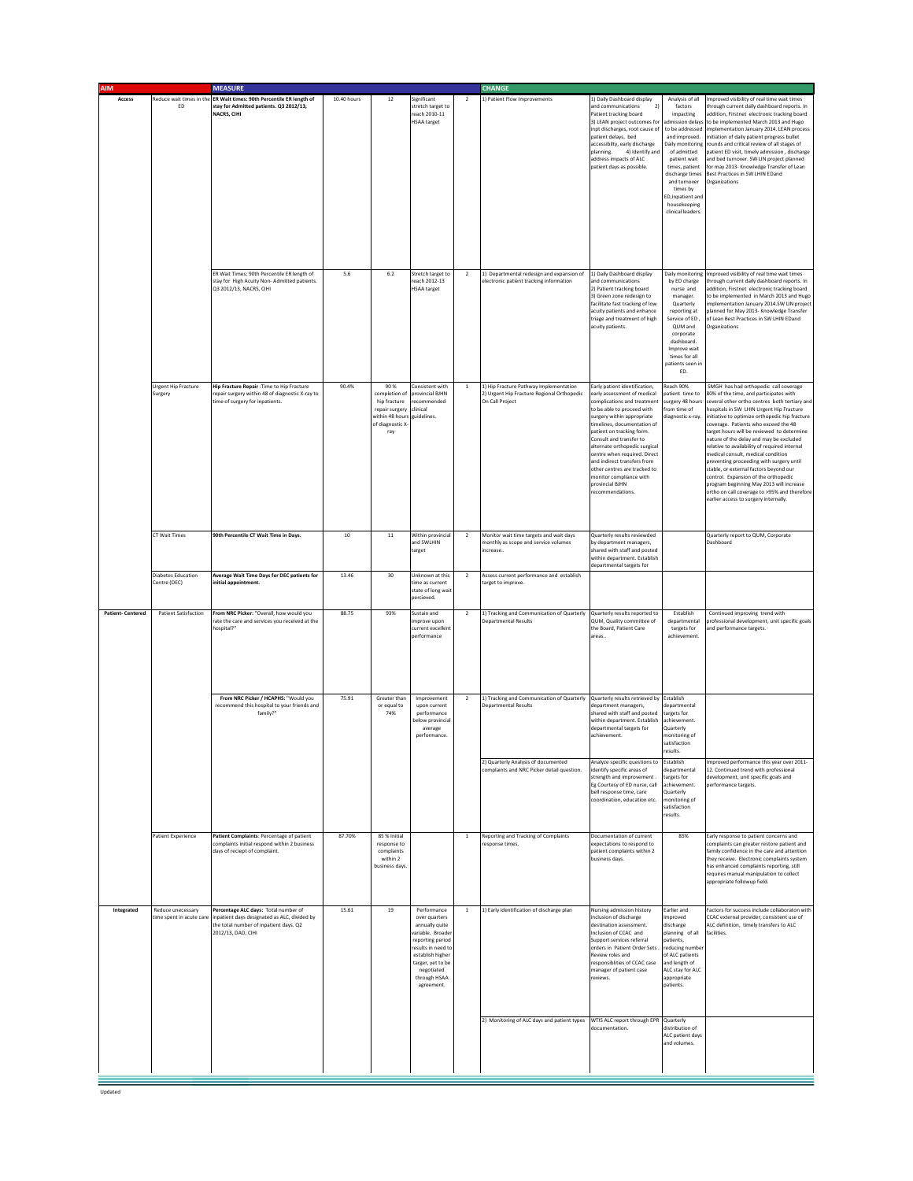| AIM | | MEASURE | | | | | CHANGE | | | |
|---|---|---|---|---|---|---|---|---|---|---|
| **Access** | Reduce wait times in the ED | **ER Wait times: 90th Percentile ER length of stay for Admitted patients. Q3 2012/13, NACRS, CIHI** | 10.40 hours | 12 | Significant stretch target to reach 2010-11 HSAA target | 2 | 1) Patient Flow Improvements | 1) Daily Dashboard display and communications 2) Patient tracking board 3) LEAN project outcomes for inpt discharges, root cause of patient delays, bed accessibility, early discharge planning. 4) Identify and address impacts of ALC patient days as possible. | Analysis of all factors impacting admission delays to be addressed and improved. Daily monitoring of admitted patient wait times, patient discharge times and turnover times by ED,inpatient and housekeeping clinical leaders. | Improved visibility of real time wait times through current daily dashboard reports. In addition, Firstnet electronic tracking board to be implemented March 2013 and Hugo implementation January 2014. LEAN process initiation of daily patient progress bullet rounds and critical review of all stages of patient ED visit, timely admission , discharge and bed turnover. SW LIN project planned for may 2013- Knowledge Transfer of Lean Best Practices in SW LHIN EDand Organizations |
| | | ER Wait Times: 90th Percentile ER length of stay for High Acuity Non- Admitted patients. Q3 2012/13, NACRS, CIHI | 5.6 | 6.2 | Stretch target to reach 2012-13 HSAA target | 2 | 1) Departmental redesign and expansion of electronic patient tracking information | 1) Daily Dashboard display and communications 2) Patient tracking board 3) Green zone redesign to facilitate fast tracking of low acuity patients and enhance triage and treatment of high acuity patients. | Daily monitoring by ED charge nurse and manager. Quarterly reporting at Service of ED , QUM and corporate dashboard. Improve wait times for all patients seen in ED. | Improved visibility of real time wait times through current daily dashboard reports. In addition, Firstnet electronic tracking board to be implemented in March 2013 and Hugo implementation January 2014.SW LIN project planned for May 2013- Knowledge Transfer of Lean Best Practices in SW LHIN EDand Organizations |
| | Urgent Hip Fracture Surgery | **Hip Fracture Repair** :Time to Hip Fracture repair surgery within 48 of diagnostic X-ray to time of surgery for inpatients. | 90.4% | 90 % completion of hip fracture repair surgery within 48 hours of diagnostic X-ray | Consistent with provincial BJHN recommended clinical guidelines. | 1 | 1) Hip Fracture Pathway Implementation 2) Urgent Hip Fracture Regional Orthopedic On Call Project | Early patient identification, early assessment of medical complications and treatment to be able to proceed with surgery within appropriate timelines, documentation of patient on tracking form. Consult and transfer to alternate orthopedic surgical centre when required. Direct and indirect transfers from other centres are tracked to monitor compliance with provincial BJHN recommendations. | Reach 90% patient time to surgery 48 hours from time of diagnostic x-ray. | SMGH has had orthopedic call coverage 80% of the time, and participates with several other ortho centres both tertiary and hospitals in SW LHIN Urgent Hip Fracture initiative to optimize orthopedic hip fracture coverage. Patients who exceed the 48 target hours will be reviewed to determine nature of the delay and may be excluded relative to availability of required internal medical consult, medical condition preventing proceeding with surgery until stable, or external factors beyond our control. Expansion of the orthopedic program beginning May 2013 will increase ortho on call coverage to >95% and therefore earlier access to surgery internally. |
| | CT Wait Times | **90th Percentile CT Wait Time in Days.** | 10 | 11 | Within provincial and SWLHIN target | 2 | Monitor wait time targets and wait days monthly as scope and service volumes increase.. | Quarterly results reviewded by department managers, shared with staff and posted within department. Establish departmental targets for | | Quarterly report to QUM, Corporate Dashboard |
| | Diabetes Education Centre (DEC) | **Average Wait Time Days for DEC patients for initial appointment.** | 13.46 | 30 | Unknown at this time as current state of long wait percieved. | 2 | Assess current performance and establish target to improve. | | | |
| **Patient- Centered** | Patient Satisfaction | **From NRC Picker:** "Overall, how would you rate the care and services you received at the hospital?" | 88.75 | 93% | Sustain and improve upon current excellent performance | 2 | 1) Tracking and Communication of Quarterly Departmental Results | Quarterly results reported to QUM, Quality committee of the Board, Patient Care areas.. | Establish departmental targets for achievement. | Continued improving trend with professional development, unit specific goals and performance targets. |
| | | **From NRC Picker / HCAPHS:** "Would you recommend this hospital to your friends and family?" | 75.91 | Greater than or equal to 74% | Improvement upon current performance below provincial average performance. | 2 | 1) Tracking and Communication of Quarterly Departmental Results | Quarterly results retrieved by department managers, shared with staff and posted within department. Establish departmental targets for achievement. | Establish departmental targets for achievement. Quarterly monitoring of satisfaction results. | |
| | | | | | | | 2) Quarterly Analysis of documented complaints and NRC Picker detail question. | Analyze specific questions to identify specific areas of strength and improvement . Eg Courtesy of ED nurse, call bell response time, care coordination, education etc. | Establish departmental targets for achievement. Quarterly monitoring of satisfaction results. | Improved performance this year over 2011-12. Continued trend with professional development, unit specific goals and performance targets. |
| | Patient Experience | **Patient Complaints**: Percentage of patient complaints initial respond within 2 business days of reciept of complaint. | 87.70% | 85 % Initial response to complaints within 2 business days. | | 1 | Reporting and Tracking of Complaints response times. | Documentation of current expectations to respond to patient complaints within 2 business days. | 85% | Early response to patient concerns and complaints can greater restore patient and family confidence in the care and attention they receive. Electronic complaints system has enhanced complaints reporting, still requires manual manipulation to collect appropriate followup field. |
| **Integrated** | Reduce unecessary time spent in acute care | **Percentage ALC days:** Total number of inpatient days designated as ALC, divided by the total number of inpatient days. Q2 2012/13, DAD, CIHI | 15.61 | 19 | Performance over quarters annually quite variable. Broader reporting period results in need to establish higher target, yet to be negotiated through HSAA agreement. | 1 | 1) Early identification of discharge plan | Nursing admission history inclusion of discharge destination assessment. Inclusion of CCAC and Support services referral orders in Patient Order Sets . Review roles and responsiblities of CCAC case manager of patient case reviews. | Earlier and improved discharge planning of all patients, reducing number of ALC patients and length of ALC stay for ALC appropriate patients. | Factors for success include collaboraton with CCAC external provider, consistent use of ALC definition, timely transfers to ALC facilities. |
| | | | | | | | 2) Monitoring of ALC days and patient types | WTIS ALC report through EPR documentation. | Quarterly distribution of ALC patient days and volumes. | |

Updated